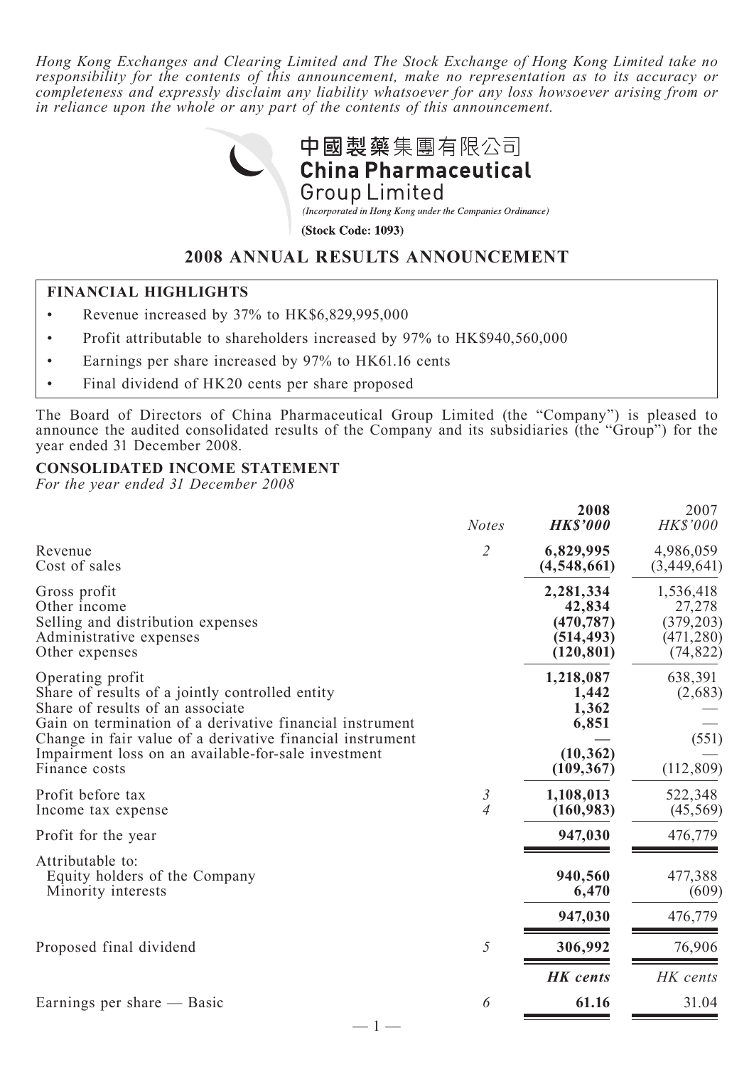*Hong Kong Exchanges and Clearing Limited and The Stock Exchange of Hong Kong Limited take no responsibility for the contents of this announcement, make no representation as to its accuracy or completeness and expressly disclaim any liability whatsoever for any loss howsoever arising from or in reliance upon the whole or any part of the contents of this announcement.*

中國製藥集團有限公司
**China Pharmaceutical Group Limited**
*(Incorporated in Hong Kong under the Companies Ordinance)*
**(Stock Code: 1093)**

## 2008 ANNUAL RESULTS ANNOUNCEMENT

### FINANCIAL HIGHLIGHTS

- Revenue increased by 37% to HK$6,829,995,000
- Profit attributable to shareholders increased by 97% to HK$940,560,000
- Earnings per share increased by 97% to HK61.16 cents
- Final dividend of HK20 cents per share proposed

The Board of Directors of China Pharmaceutical Group Limited (the "Company") is pleased to announce the audited consolidated results of the Company and its subsidiaries (the "Group") for the year ended 31 December 2008.

### CONSOLIDATED INCOME STATEMENT

*For the year ended 31 December 2008*

| | Notes | 2008 HK$'000 | 2007 HK$'000 |
|---|---|---|---|
| Revenue | 2 | **6,829,995** | 4,986,059 |
| Cost of sales | | **(4,548,661)** | (3,449,641) |
| Gross profit | | **2,281,334** | 1,536,418 |
| Other income | | **42,834** | 27,278 |
| Selling and distribution expenses | | **(470,787)** | (379,203) |
| Administrative expenses | | **(514,493)** | (471,280) |
| Other expenses | | **(120,801)** | (74,822) |
| Operating profit | | **1,218,087** | 638,391 |
| Share of results of a jointly controlled entity | | **1,442** | (2,683) |
| Share of results of an associate | | **1,362** | — |
| Gain on termination of a derivative financial instrument | | **6,851** | — |
| Change in fair value of a derivative financial instrument | | **—** | (551) |
| Impairment loss on an available-for-sale investment | | **(10,362)** | — |
| Finance costs | | **(109,367)** | (112,809) |
| Profit before tax | 3 | **1,108,013** | 522,348 |
| Income tax expense | 4 | **(160,983)** | (45,569) |
| Profit for the year | | **947,030** | 476,779 |
| Attributable to: | | | |
| Equity holders of the Company | | **940,560** | 477,388 |
| Minority interests | | **6,470** | (609) |
| | | **947,030** | 476,779 |
| Proposed final dividend | 5 | **306,992** | 76,906 |
| | | ***HK cents*** | *HK cents* |
| Earnings per share — Basic | 6 | **61.16** | 31.04 |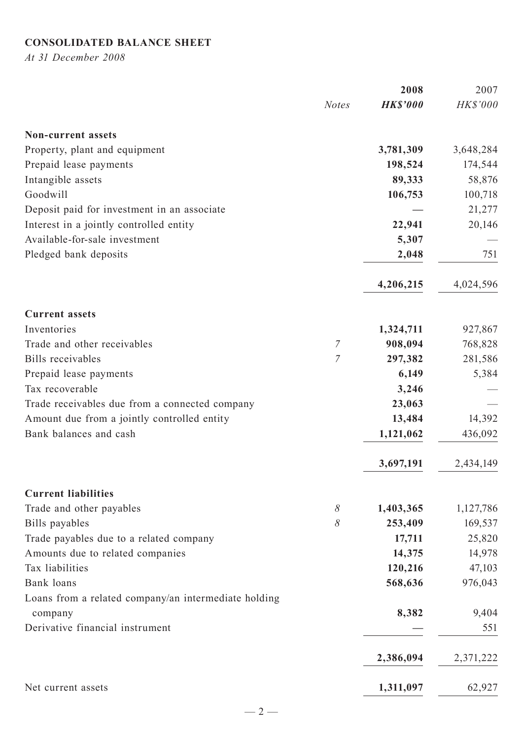**CONSOLIDATED BALANCE SHEET**

*At 31 December 2008*

| | Notes | 2008 HK$'000 | 2007 HK$'000 |
|---|---|---|---|
| **Non-current assets** | | | |
| Property, plant and equipment | | **3,781,309** | 3,648,284 |
| Prepaid lease payments | | **198,524** | 174,544 |
| Intangible assets | | **89,333** | 58,876 |
| Goodwill | | **106,753** | 100,718 |
| Deposit paid for investment in an associate | | **—** | 21,277 |
| Interest in a jointly controlled entity | | **22,941** | 20,146 |
| Available-for-sale investment | | **5,307** | — |
| Pledged bank deposits | | **2,048** | 751 |
| | | **4,206,215** | 4,024,596 |
| **Current assets** | | | |
| Inventories | | **1,324,711** | 927,867 |
| Trade and other receivables | 7 | **908,094** | 768,828 |
| Bills receivables | 7 | **297,382** | 281,586 |
| Prepaid lease payments | | **6,149** | 5,384 |
| Tax recoverable | | **3,246** | — |
| Trade receivables due from a connected company | | **23,063** | — |
| Amount due from a jointly controlled entity | | **13,484** | 14,392 |
| Bank balances and cash | | **1,121,062** | 436,092 |
| | | **3,697,191** | 2,434,149 |
| **Current liabilities** | | | |
| Trade and other payables | 8 | **1,403,365** | 1,127,786 |
| Bills payables | 8 | **253,409** | 169,537 |
| Trade payables due to a related company | | **17,711** | 25,820 |
| Amounts due to related companies | | **14,375** | 14,978 |
| Tax liabilities | | **120,216** | 47,103 |
| Bank loans | | **568,636** | 976,043 |
| Loans from a related company/an intermediate holding company | | **8,382** | 9,404 |
| Derivative financial instrument | | **—** | 551 |
| | | **2,386,094** | 2,371,222 |
| Net current assets | | **1,311,097** | 62,927 |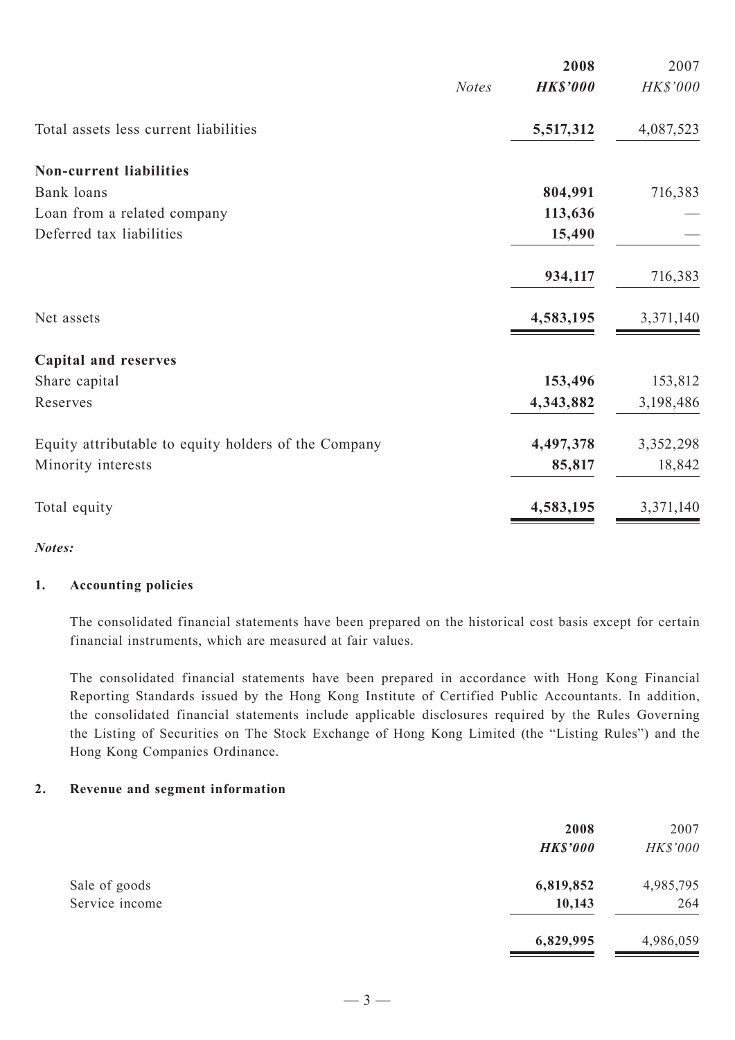| | Notes | 2008 HK$'000 | 2007 HK$'000 |
|---|---|---|---|
| Total assets less current liabilities | | **5,517,312** | 4,087,523 |
| **Non-current liabilities** | | | |
| Bank loans | | **804,991** | 716,383 |
| Loan from a related company | | **113,636** | — |
| Deferred tax liabilities | | **15,490** | — |
| | | **934,117** | 716,383 |
| Net assets | | **4,583,195** | 3,371,140 |
| **Capital and reserves** | | | |
| Share capital | | **153,496** | 153,812 |
| Reserves | | **4,343,882** | 3,198,486 |
| Equity attributable to equity holders of the Company | | **4,497,378** | 3,352,298 |
| Minority interests | | **85,817** | 18,842 |
| Total equity | | **4,583,195** | 3,371,140 |

***Notes:***

**1. Accounting policies**

The consolidated financial statements have been prepared on the historical cost basis except for certain financial instruments, which are measured at fair values.

The consolidated financial statements have been prepared in accordance with Hong Kong Financial Reporting Standards issued by the Hong Kong Institute of Certified Public Accountants. In addition, the consolidated financial statements include applicable disclosures required by the Rules Governing the Listing of Securities on The Stock Exchange of Hong Kong Limited (the "Listing Rules") and the Hong Kong Companies Ordinance.

**2. Revenue and segment information**

| | 2008 HK$'000 | 2007 HK$'000 |
|---|---|---|
| Sale of goods | **6,819,852** | 4,985,795 |
| Service income | **10,143** | 264 |
| | **6,829,995** | 4,986,059 |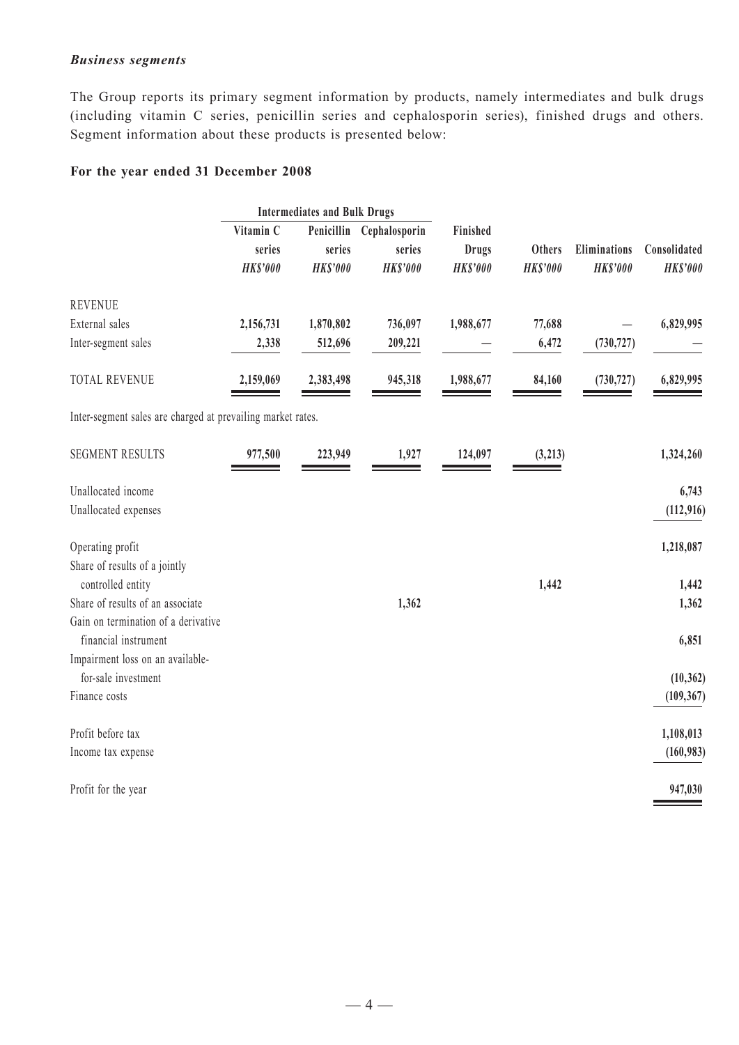### *Business segments*

The Group reports its primary segment information by products, namely intermediates and bulk drugs (including vitamin C series, penicillin series and cephalosporin series), finished drugs and others. Segment information about these products is presented below:

**For the year ended 31 December 2008**

| | Intermediates and Bulk Drugs | | | | | | |
|---|---|---|---|---|---|---|---|
| | **Vitamin C series** | **Penicillin series** | **Cephalosporin series** | **Finished Drugs** | **Others** | **Eliminations** | **Consolidated** |
| | ***HK$'000*** | ***HK$'000*** | ***HK$'000*** | ***HK$'000*** | ***HK$'000*** | ***HK$'000*** | ***HK$'000*** |
| REVENUE | | | | | | | |
| External sales | **2,156,731** | **1,870,802** | **736,097** | **1,988,677** | **77,688** | **—** | **6,829,995** |
| Inter-segment sales | **2,338** | **512,696** | **209,221** | **—** | **6,472** | **(730,727)** | **—** |
| TOTAL REVENUE | **2,159,069** | **2,383,498** | **945,318** | **1,988,677** | **84,160** | **(730,727)** | **6,829,995** |

Inter-segment sales are charged at prevailing market rates.

| | Vitamin C series | Penicillin series | Cephalosporin series | Finished Drugs | Others | Eliminations | Consolidated |
|---|---|---|---|---|---|---|---|
| SEGMENT RESULTS | **977,500** | **223,949** | **1,927** | **124,097** | **(3,213)** | | **1,324,260** |
| Unallocated income | | | | | | | **6,743** |
| Unallocated expenses | | | | | | | **(112,916)** |
| Operating profit | | | | | | | **1,218,087** |
| Share of results of a jointly controlled entity | | | | | **1,442** | | **1,442** |
| Share of results of an associate | | | **1,362** | | | | **1,362** |
| Gain on termination of a derivative financial instrument | | | | | | | **6,851** |
| Impairment loss on an available-for-sale investment | | | | | | | **(10,362)** |
| Finance costs | | | | | | | **(109,367)** |
| Profit before tax | | | | | | | **1,108,013** |
| Income tax expense | | | | | | | **(160,983)** |
| Profit for the year | | | | | | | **947,030** |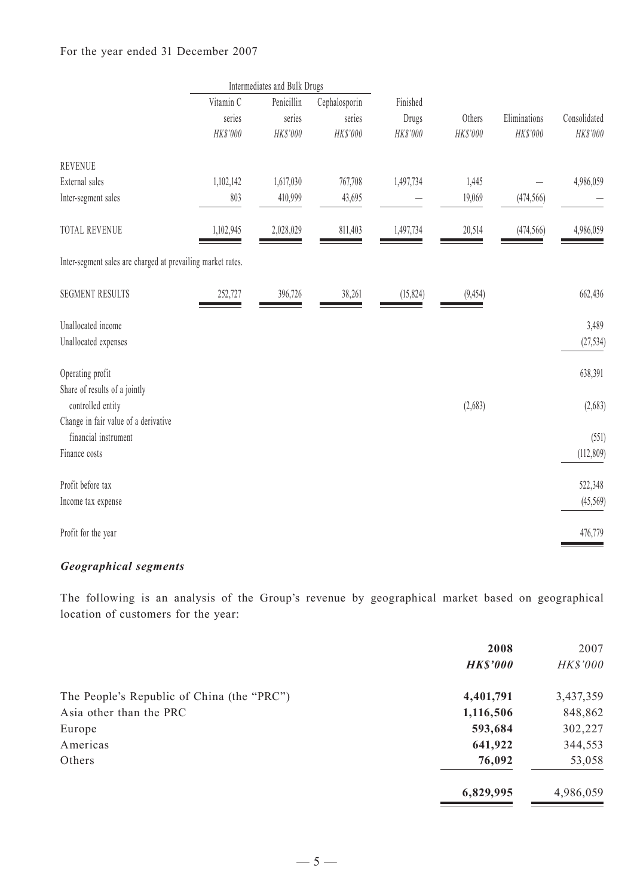For the year ended 31 December 2007

| | Intermediates and Bulk Drugs | | | | | | |
|---|---|---|---|---|---|---|---|
| | Vitamin C series | Penicillin series | Cephalosporin series | Finished Drugs | Others | Eliminations | Consolidated |
| | HK$'000 | HK$'000 | HK$'000 | HK$'000 | HK$'000 | HK$'000 | HK$'000 |
| REVENUE | | | | | | | |
| External sales | 1,102,142 | 1,617,030 | 767,708 | 1,497,734 | 1,445 | — | 4,986,059 |
| Inter-segment sales | 803 | 410,999 | 43,695 | — | 19,069 | (474,566) | — |
| TOTAL REVENUE | 1,102,945 | 2,028,029 | 811,403 | 1,497,734 | 20,514 | (474,566) | 4,986,059 |
| Inter-segment sales are charged at prevailing market rates. | | | | | | | |
| SEGMENT RESULTS | 252,727 | 396,726 | 38,261 | (15,824) | (9,454) | | 662,436 |
| Unallocated income | | | | | | | 3,489 |
| Unallocated expenses | | | | | | | (27,534) |
| Operating profit | | | | | | | 638,391 |
| Share of results of a jointly controlled entity | | | | | (2,683) | | (2,683) |
| Change in fair value of a derivative financial instrument | | | | | | | (551) |
| Finance costs | | | | | | | (112,809) |
| Profit before tax | | | | | | | 522,348 |
| Income tax expense | | | | | | | (45,569) |
| Profit for the year | | | | | | | 476,779 |

### *Geographical segments*

The following is an analysis of the Group's revenue by geographical market based on geographical location of customers for the year:

| | 2008 | 2007 |
|---|---|---|
| | ***HK$'000*** | *HK$'000* |
| The People's Republic of China (the "PRC") | **4,401,791** | 3,437,359 |
| Asia other than the PRC | **1,116,506** | 848,862 |
| Europe | **593,684** | 302,227 |
| Americas | **641,922** | 344,553 |
| Others | **76,092** | 53,058 |
| | **6,829,995** | 4,986,059 |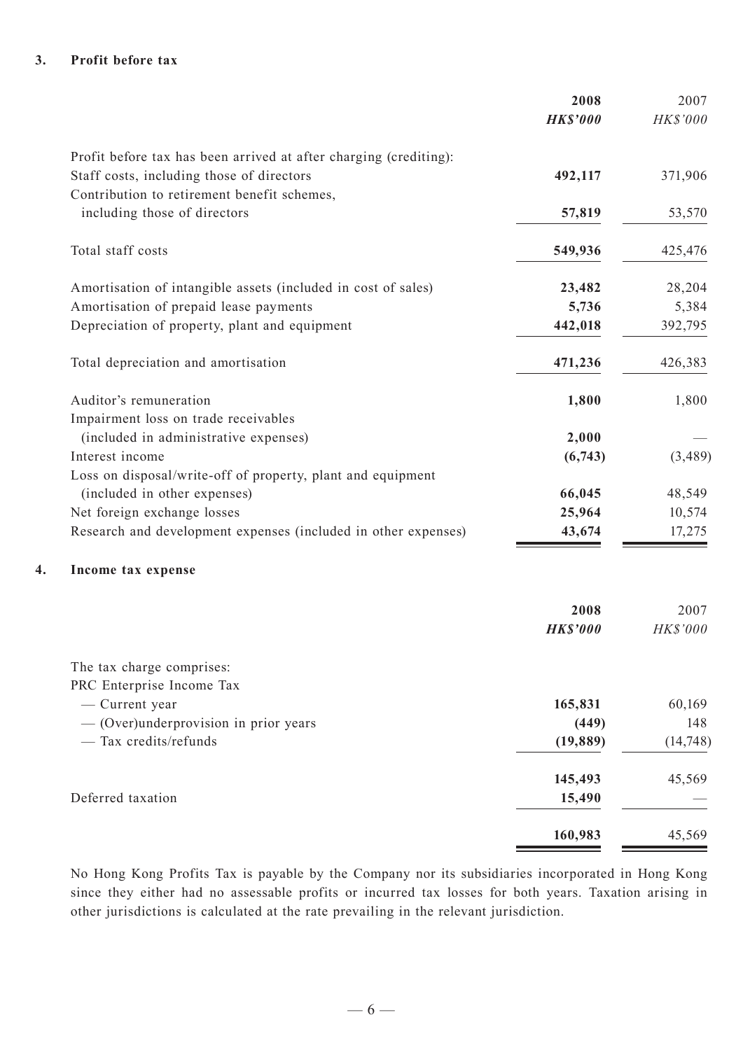### 3. Profit before tax

| | 2008 | 2007 |
|---|---|---|
| | *HK$'000* | *HK$'000* |
| Profit before tax has been arrived at after charging (crediting): | | |
| Staff costs, including those of directors | **492,117** | 371,906 |
| Contribution to retirement benefit schemes, including those of directors | **57,819** | 53,570 |
| Total staff costs | **549,936** | 425,476 |
| Amortisation of intangible assets (included in cost of sales) | **23,482** | 28,204 |
| Amortisation of prepaid lease payments | **5,736** | 5,384 |
| Depreciation of property, plant and equipment | **442,018** | 392,795 |
| Total depreciation and amortisation | **471,236** | 426,383 |
| Auditor's remuneration | **1,800** | 1,800 |
| Impairment loss on trade receivables (included in administrative expenses) | **2,000** | — |
| Interest income | **(6,743)** | (3,489) |
| Loss on disposal/write-off of property, plant and equipment (included in other expenses) | **66,045** | 48,549 |
| Net foreign exchange losses | **25,964** | 10,574 |
| Research and development expenses (included in other expenses) | **43,674** | 17,275 |

### 4. Income tax expense

| | 2008 | 2007 |
|---|---|---|
| | *HK$'000* | *HK$'000* |
| The tax charge comprises: | | |
| PRC Enterprise Income Tax | | |
| — Current year | **165,831** | 60,169 |
| — (Over)underprovision in prior years | **(449)** | 148 |
| — Tax credits/refunds | **(19,889)** | (14,748) |
| | **145,493** | 45,569 |
| Deferred taxation | **15,490** | — |
| | **160,983** | 45,569 |

No Hong Kong Profits Tax is payable by the Company nor its subsidiaries incorporated in Hong Kong since they either had no assessable profits or incurred tax losses for both years. Taxation arising in other jurisdictions is calculated at the rate prevailing in the relevant jurisdiction.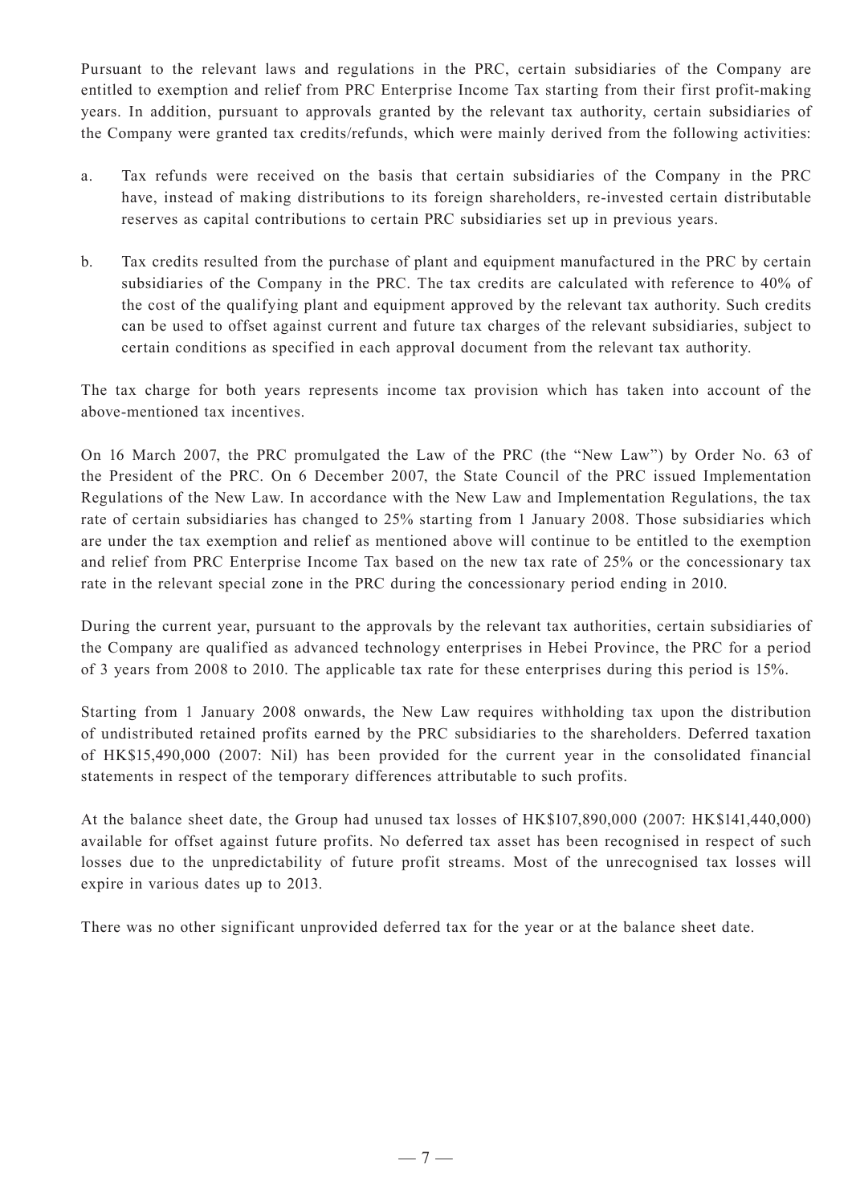Pursuant to the relevant laws and regulations in the PRC, certain subsidiaries of the Company are entitled to exemption and relief from PRC Enterprise Income Tax starting from their first profit-making years. In addition, pursuant to approvals granted by the relevant tax authority, certain subsidiaries of the Company were granted tax credits/refunds, which were mainly derived from the following activities:

a. Tax refunds were received on the basis that certain subsidiaries of the Company in the PRC have, instead of making distributions to its foreign shareholders, re-invested certain distributable reserves as capital contributions to certain PRC subsidiaries set up in previous years.

b. Tax credits resulted from the purchase of plant and equipment manufactured in the PRC by certain subsidiaries of the Company in the PRC. The tax credits are calculated with reference to 40% of the cost of the qualifying plant and equipment approved by the relevant tax authority. Such credits can be used to offset against current and future tax charges of the relevant subsidiaries, subject to certain conditions as specified in each approval document from the relevant tax authority.

The tax charge for both years represents income tax provision which has taken into account of the above-mentioned tax incentives.

On 16 March 2007, the PRC promulgated the Law of the PRC (the "New Law") by Order No. 63 of the President of the PRC. On 6 December 2007, the State Council of the PRC issued Implementation Regulations of the New Law. In accordance with the New Law and Implementation Regulations, the tax rate of certain subsidiaries has changed to 25% starting from 1 January 2008. Those subsidiaries which are under the tax exemption and relief as mentioned above will continue to be entitled to the exemption and relief from PRC Enterprise Income Tax based on the new tax rate of 25% or the concessionary tax rate in the relevant special zone in the PRC during the concessionary period ending in 2010.

During the current year, pursuant to the approvals by the relevant tax authorities, certain subsidiaries of the Company are qualified as advanced technology enterprises in Hebei Province, the PRC for a period of 3 years from 2008 to 2010. The applicable tax rate for these enterprises during this period is 15%.

Starting from 1 January 2008 onwards, the New Law requires withholding tax upon the distribution of undistributed retained profits earned by the PRC subsidiaries to the shareholders. Deferred taxation of HK$15,490,000 (2007: Nil) has been provided for the current year in the consolidated financial statements in respect of the temporary differences attributable to such profits.

At the balance sheet date, the Group had unused tax losses of HK$107,890,000 (2007: HK$141,440,000) available for offset against future profits. No deferred tax asset has been recognised in respect of such losses due to the unpredictability of future profit streams. Most of the unrecognised tax losses will expire in various dates up to 2013.

There was no other significant unprovided deferred tax for the year or at the balance sheet date.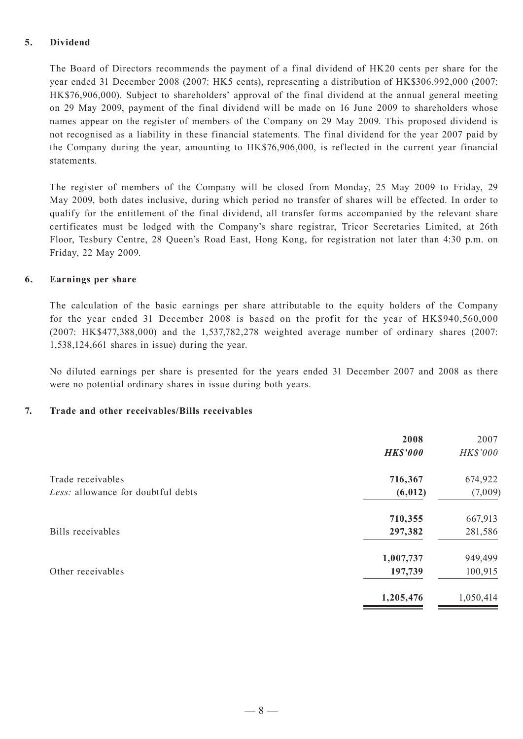## 5. Dividend

The Board of Directors recommends the payment of a final dividend of HK20 cents per share for the year ended 31 December 2008 (2007: HK5 cents), representing a distribution of HK$306,992,000 (2007: HK$76,906,000). Subject to shareholders' approval of the final dividend at the annual general meeting on 29 May 2009, payment of the final dividend will be made on 16 June 2009 to shareholders whose names appear on the register of members of the Company on 29 May 2009. This proposed dividend is not recognised as a liability in these financial statements. The final dividend for the year 2007 paid by the Company during the year, amounting to HK$76,906,000, is reflected in the current year financial statements.

The register of members of the Company will be closed from Monday, 25 May 2009 to Friday, 29 May 2009, both dates inclusive, during which period no transfer of shares will be effected. In order to qualify for the entitlement of the final dividend, all transfer forms accompanied by the relevant share certificates must be lodged with the Company's share registrar, Tricor Secretaries Limited, at 26th Floor, Tesbury Centre, 28 Queen's Road East, Hong Kong, for registration not later than 4:30 p.m. on Friday, 22 May 2009.

## 6. Earnings per share

The calculation of the basic earnings per share attributable to the equity holders of the Company for the year ended 31 December 2008 is based on the profit for the year of HK$940,560,000 (2007: HK$477,388,000) and the 1,537,782,278 weighted average number of ordinary shares (2007: 1,538,124,661 shares in issue) during the year.

No diluted earnings per share is presented for the years ended 31 December 2007 and 2008 as there were no potential ordinary shares in issue during both years.

## 7. Trade and other receivables/Bills receivables

| | **2008** | 2007 |
|---|---|---|
| | ***HK$'000*** | *HK$'000* |
| Trade receivables | **716,367** | 674,922 |
| *Less:* allowance for doubtful debts | **(6,012)** | (7,009) |
| | **710,355** | 667,913 |
| Bills receivables | **297,382** | 281,586 |
| | **1,007,737** | 949,499 |
| Other receivables | **197,739** | 100,915 |
| | **1,205,476** | 1,050,414 |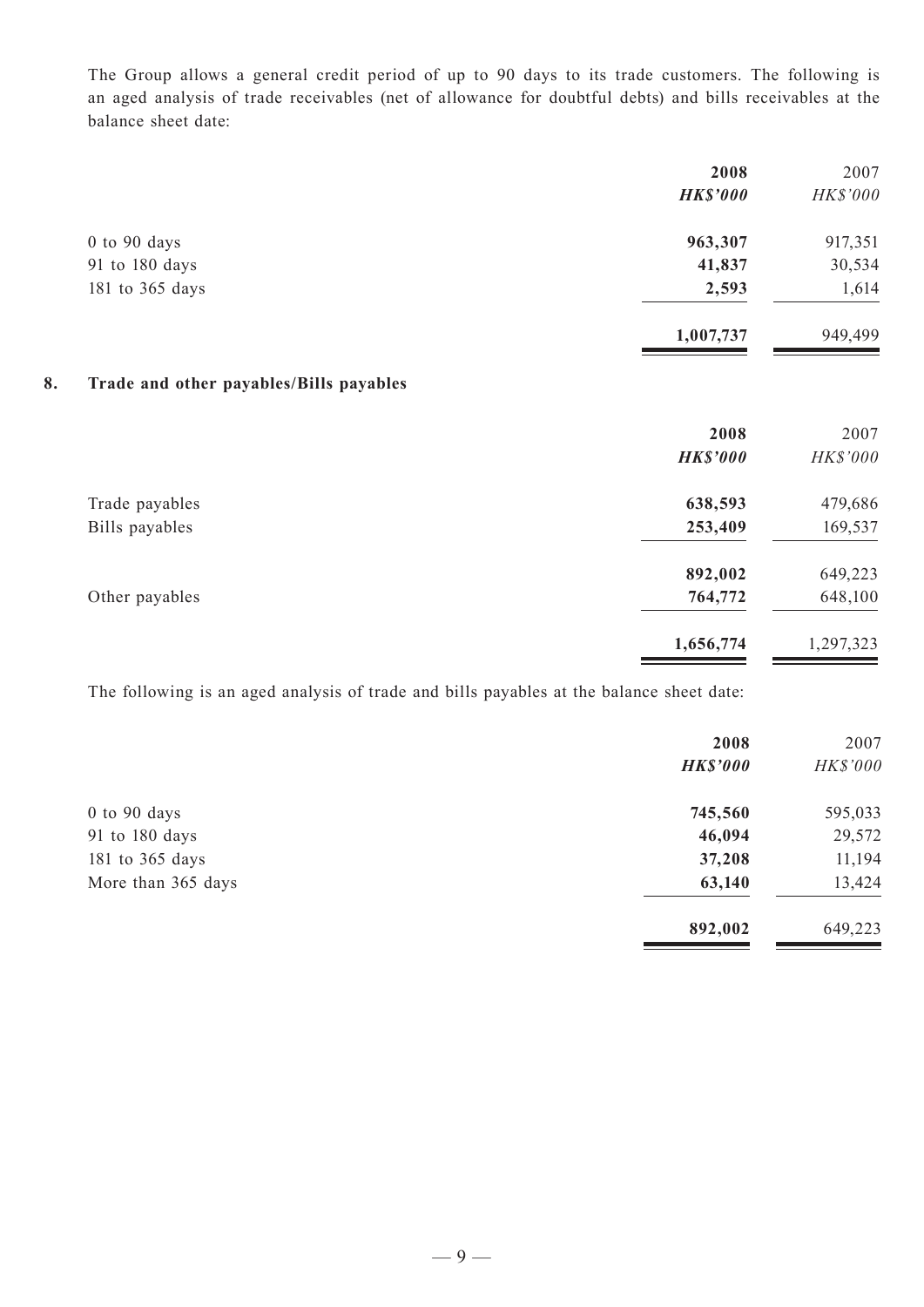The Group allows a general credit period of up to 90 days to its trade customers. The following is an aged analysis of trade receivables (net of allowance for doubtful debts) and bills receivables at the balance sheet date:

| | 2008 | 2007 |
|---|---|---|
| | ***HK$'000*** | *HK$'000* |
| 0 to 90 days | **963,307** | 917,351 |
| 91 to 180 days | **41,837** | 30,534 |
| 181 to 365 days | **2,593** | 1,614 |
| | **1,007,737** | 949,499 |

## 8. Trade and other payables/Bills payables

| | 2008 | 2007 |
|---|---|---|
| | ***HK$'000*** | *HK$'000* |
| Trade payables | **638,593** | 479,686 |
| Bills payables | **253,409** | 169,537 |
| | **892,002** | 649,223 |
| Other payables | **764,772** | 648,100 |
| | **1,656,774** | 1,297,323 |

The following is an aged analysis of trade and bills payables at the balance sheet date:

| | 2008 | 2007 |
|---|---|---|
| | ***HK$'000*** | *HK$'000* |
| 0 to 90 days | **745,560** | 595,033 |
| 91 to 180 days | **46,094** | 29,572 |
| 181 to 365 days | **37,208** | 11,194 |
| More than 365 days | **63,140** | 13,424 |
| | **892,002** | 649,223 |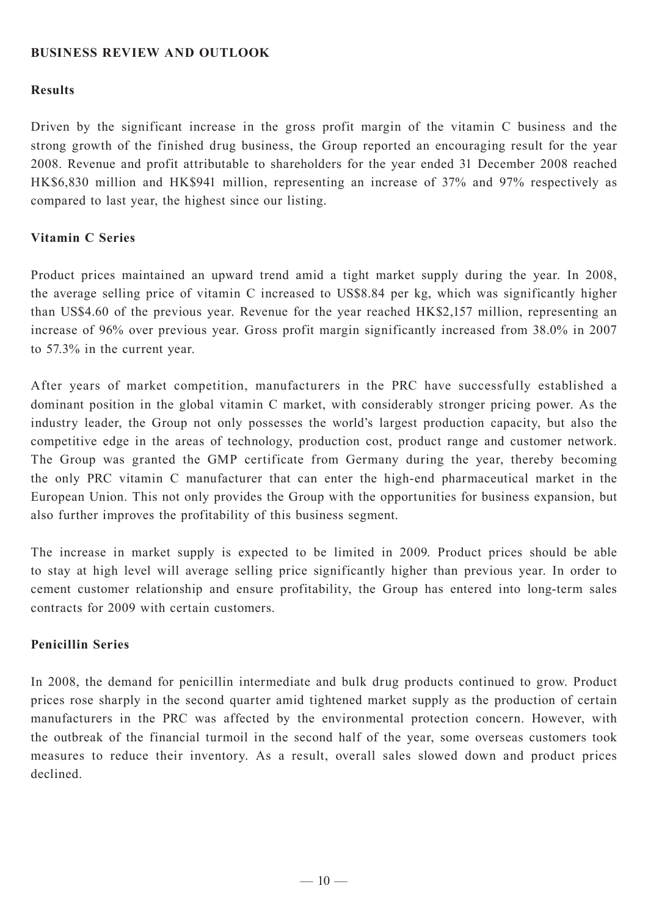## BUSINESS REVIEW AND OUTLOOK

### Results

Driven by the significant increase in the gross profit margin of the vitamin C business and the strong growth of the finished drug business, the Group reported an encouraging result for the year 2008. Revenue and profit attributable to shareholders for the year ended 31 December 2008 reached HK$6,830 million and HK$941 million, representing an increase of 37% and 97% respectively as compared to last year, the highest since our listing.

### Vitamin C Series

Product prices maintained an upward trend amid a tight market supply during the year. In 2008, the average selling price of vitamin C increased to US$8.84 per kg, which was significantly higher than US$4.60 of the previous year. Revenue for the year reached HK$2,157 million, representing an increase of 96% over previous year. Gross profit margin significantly increased from 38.0% in 2007 to 57.3% in the current year.

After years of market competition, manufacturers in the PRC have successfully established a dominant position in the global vitamin C market, with considerably stronger pricing power. As the industry leader, the Group not only possesses the world's largest production capacity, but also the competitive edge in the areas of technology, production cost, product range and customer network. The Group was granted the GMP certificate from Germany during the year, thereby becoming the only PRC vitamin C manufacturer that can enter the high-end pharmaceutical market in the European Union. This not only provides the Group with the opportunities for business expansion, but also further improves the profitability of this business segment.

The increase in market supply is expected to be limited in 2009. Product prices should be able to stay at high level will average selling price significantly higher than previous year. In order to cement customer relationship and ensure profitability, the Group has entered into long-term sales contracts for 2009 with certain customers.

### Penicillin Series

In 2008, the demand for penicillin intermediate and bulk drug products continued to grow. Product prices rose sharply in the second quarter amid tightened market supply as the production of certain manufacturers in the PRC was affected by the environmental protection concern. However, with the outbreak of the financial turmoil in the second half of the year, some overseas customers took measures to reduce their inventory. As a result, overall sales slowed down and product prices declined.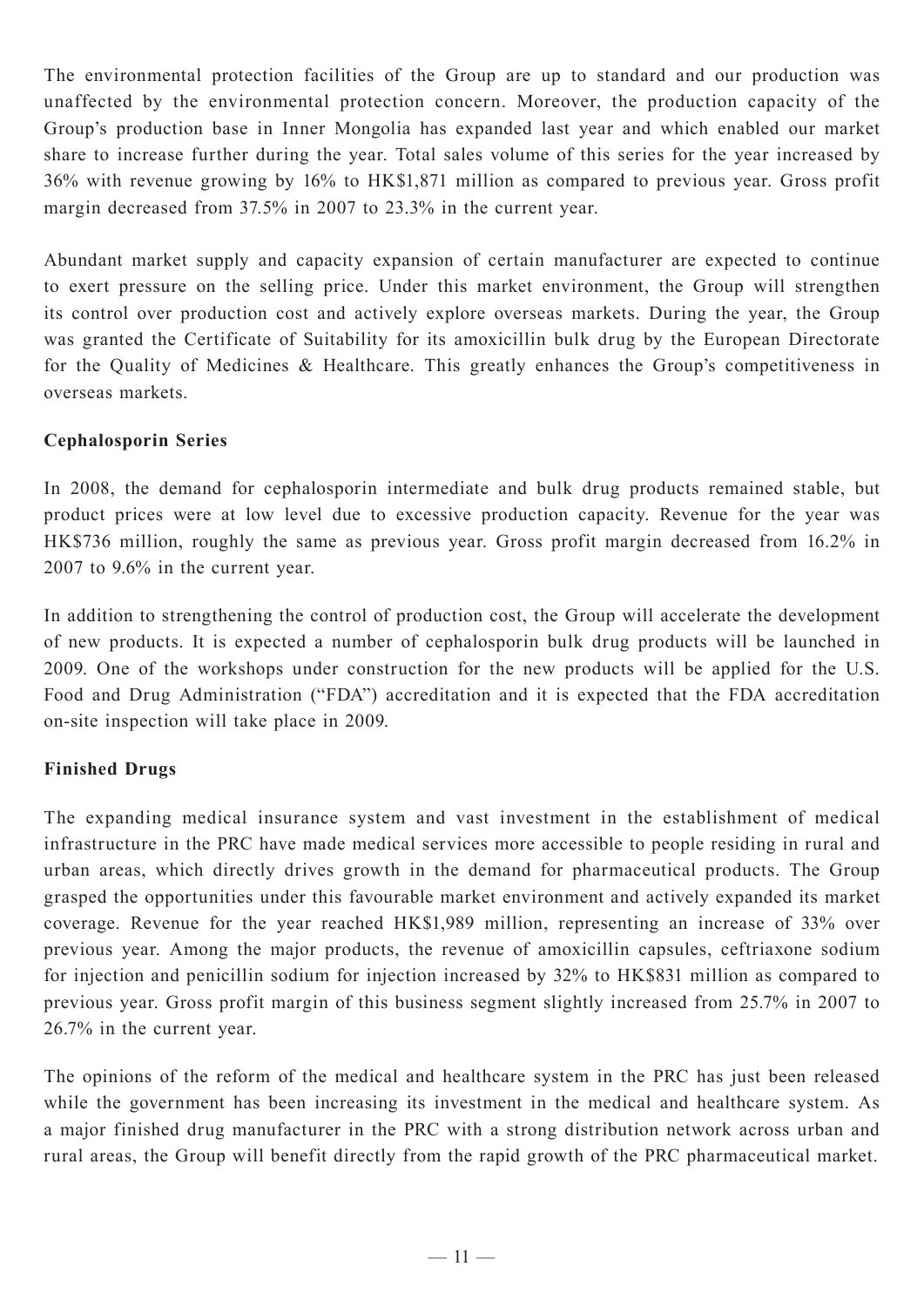The environmental protection facilities of the Group are up to standard and our production was unaffected by the environmental protection concern. Moreover, the production capacity of the Group's production base in Inner Mongolia has expanded last year and which enabled our market share to increase further during the year. Total sales volume of this series for the year increased by 36% with revenue growing by 16% to HK$1,871 million as compared to previous year. Gross profit margin decreased from 37.5% in 2007 to 23.3% in the current year.

Abundant market supply and capacity expansion of certain manufacturer are expected to continue to exert pressure on the selling price. Under this market environment, the Group will strengthen its control over production cost and actively explore overseas markets. During the year, the Group was granted the Certificate of Suitability for its amoxicillin bulk drug by the European Directorate for the Quality of Medicines & Healthcare. This greatly enhances the Group's competitiveness in overseas markets.

**Cephalosporin Series**

In 2008, the demand for cephalosporin intermediate and bulk drug products remained stable, but product prices were at low level due to excessive production capacity. Revenue for the year was HK$736 million, roughly the same as previous year. Gross profit margin decreased from 16.2% in 2007 to 9.6% in the current year.

In addition to strengthening the control of production cost, the Group will accelerate the development of new products. It is expected a number of cephalosporin bulk drug products will be launched in 2009. One of the workshops under construction for the new products will be applied for the U.S. Food and Drug Administration ("FDA") accreditation and it is expected that the FDA accreditation on-site inspection will take place in 2009.

**Finished Drugs**

The expanding medical insurance system and vast investment in the establishment of medical infrastructure in the PRC have made medical services more accessible to people residing in rural and urban areas, which directly drives growth in the demand for pharmaceutical products. The Group grasped the opportunities under this favourable market environment and actively expanded its market coverage. Revenue for the year reached HK$1,989 million, representing an increase of 33% over previous year. Among the major products, the revenue of amoxicillin capsules, ceftriaxone sodium for injection and penicillin sodium for injection increased by 32% to HK$831 million as compared to previous year. Gross profit margin of this business segment slightly increased from 25.7% in 2007 to 26.7% in the current year.

The opinions of the reform of the medical and healthcare system in the PRC has just been released while the government has been increasing its investment in the medical and healthcare system. As a major finished drug manufacturer in the PRC with a strong distribution network across urban and rural areas, the Group will benefit directly from the rapid growth of the PRC pharmaceutical market.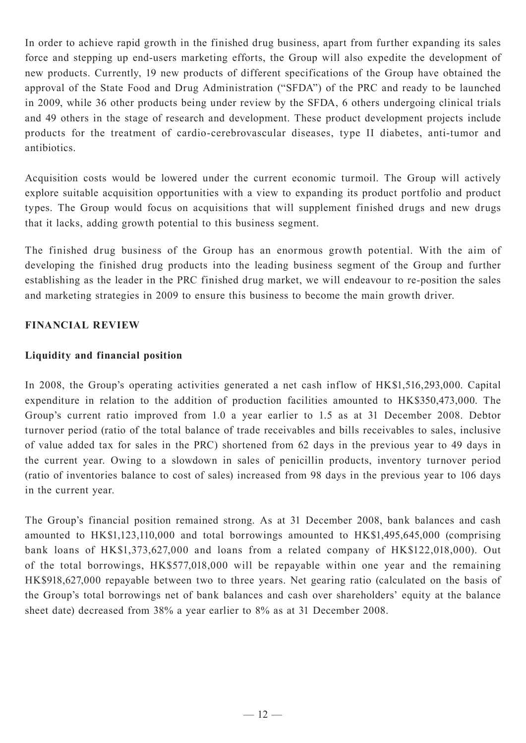In order to achieve rapid growth in the finished drug business, apart from further expanding its sales force and stepping up end-users marketing efforts, the Group will also expedite the development of new products. Currently, 19 new products of different specifications of the Group have obtained the approval of the State Food and Drug Administration ("SFDA") of the PRC and ready to be launched in 2009, while 36 other products being under review by the SFDA, 6 others undergoing clinical trials and 49 others in the stage of research and development. These product development projects include products for the treatment of cardio-cerebrovascular diseases, type II diabetes, anti-tumor and antibiotics.

Acquisition costs would be lowered under the current economic turmoil. The Group will actively explore suitable acquisition opportunities with a view to expanding its product portfolio and product types. The Group would focus on acquisitions that will supplement finished drugs and new drugs that it lacks, adding growth potential to this business segment.

The finished drug business of the Group has an enormous growth potential. With the aim of developing the finished drug products into the leading business segment of the Group and further establishing as the leader in the PRC finished drug market, we will endeavour to re-position the sales and marketing strategies in 2009 to ensure this business to become the main growth driver.

## FINANCIAL REVIEW

### Liquidity and financial position

In 2008, the Group's operating activities generated a net cash inflow of HK$1,516,293,000. Capital expenditure in relation to the addition of production facilities amounted to HK$350,473,000. The Group's current ratio improved from 1.0 a year earlier to 1.5 as at 31 December 2008. Debtor turnover period (ratio of the total balance of trade receivables and bills receivables to sales, inclusive of value added tax for sales in the PRC) shortened from 62 days in the previous year to 49 days in the current year. Owing to a slowdown in sales of penicillin products, inventory turnover period (ratio of inventories balance to cost of sales) increased from 98 days in the previous year to 106 days in the current year.

The Group's financial position remained strong. As at 31 December 2008, bank balances and cash amounted to HK$1,123,110,000 and total borrowings amounted to HK$1,495,645,000 (comprising bank loans of HK$1,373,627,000 and loans from a related company of HK$122,018,000). Out of the total borrowings, HK$577,018,000 will be repayable within one year and the remaining HK$918,627,000 repayable between two to three years. Net gearing ratio (calculated on the basis of the Group's total borrowings net of bank balances and cash over shareholders' equity at the balance sheet date) decreased from 38% a year earlier to 8% as at 31 December 2008.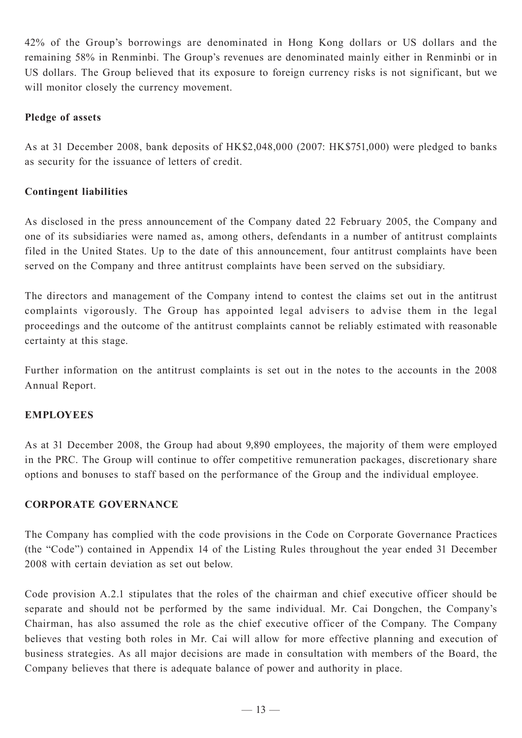42% of the Group's borrowings are denominated in Hong Kong dollars or US dollars and the remaining 58% in Renminbi. The Group's revenues are denominated mainly either in Renminbi or in US dollars. The Group believed that its exposure to foreign currency risks is not significant, but we will monitor closely the currency movement.

**Pledge of assets**

As at 31 December 2008, bank deposits of HK$2,048,000 (2007: HK$751,000) were pledged to banks as security for the issuance of letters of credit.

**Contingent liabilities**

As disclosed in the press announcement of the Company dated 22 February 2005, the Company and one of its subsidiaries were named as, among others, defendants in a number of antitrust complaints filed in the United States. Up to the date of this announcement, four antitrust complaints have been served on the Company and three antitrust complaints have been served on the subsidiary.

The directors and management of the Company intend to contest the claims set out in the antitrust complaints vigorously. The Group has appointed legal advisers to advise them in the legal proceedings and the outcome of the antitrust complaints cannot be reliably estimated with reasonable certainty at this stage.

Further information on the antitrust complaints is set out in the notes to the accounts in the 2008 Annual Report.

## EMPLOYEES

As at 31 December 2008, the Group had about 9,890 employees, the majority of them were employed in the PRC. The Group will continue to offer competitive remuneration packages, discretionary share options and bonuses to staff based on the performance of the Group and the individual employee.

## CORPORATE GOVERNANCE

The Company has complied with the code provisions in the Code on Corporate Governance Practices (the "Code") contained in Appendix 14 of the Listing Rules throughout the year ended 31 December 2008 with certain deviation as set out below.

Code provision A.2.1 stipulates that the roles of the chairman and chief executive officer should be separate and should not be performed by the same individual. Mr. Cai Dongchen, the Company's Chairman, has also assumed the role as the chief executive officer of the Company. The Company believes that vesting both roles in Mr. Cai will allow for more effective planning and execution of business strategies. As all major decisions are made in consultation with members of the Board, the Company believes that there is adequate balance of power and authority in place.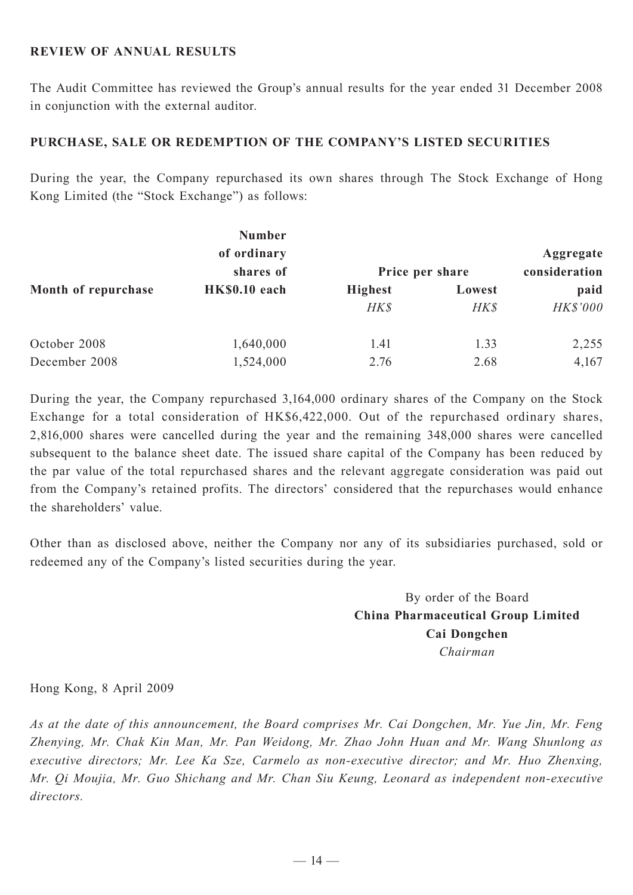## REVIEW OF ANNUAL RESULTS

The Audit Committee has reviewed the Group's annual results for the year ended 31 December 2008 in conjunction with the external auditor.

## PURCHASE, SALE OR REDEMPTION OF THE COMPANY'S LISTED SECURITIES

During the year, the Company repurchased its own shares through The Stock Exchange of Hong Kong Limited (the "Stock Exchange") as follows:

| Month of repurchase | Number of ordinary shares of HK$0.10 each | Price per share | | Aggregate consideration paid |
|---|---|---|---|---|
| | | Highest | Lowest | |
| | | *HK$* | *HK$* | *HK$'000* |
| October 2008 | 1,640,000 | 1.41 | 1.33 | 2,255 |
| December 2008 | 1,524,000 | 2.76 | 2.68 | 4,167 |

During the year, the Company repurchased 3,164,000 ordinary shares of the Company on the Stock Exchange for a total consideration of HK$6,422,000. Out of the repurchased ordinary shares, 2,816,000 shares were cancelled during the year and the remaining 348,000 shares were cancelled subsequent to the balance sheet date. The issued share capital of the Company has been reduced by the par value of the total repurchased shares and the relevant aggregate consideration was paid out from the Company's retained profits. The directors' considered that the repurchases would enhance the shareholders' value.

Other than as disclosed above, neither the Company nor any of its subsidiaries purchased, sold or redeemed any of the Company's listed securities during the year.

By order of the Board
**China Pharmaceutical Group Limited**
**Cai Dongchen**
*Chairman*

Hong Kong, 8 April 2009

*As at the date of this announcement, the Board comprises Mr. Cai Dongchen, Mr. Yue Jin, Mr. Feng Zhenying, Mr. Chak Kin Man, Mr. Pan Weidong, Mr. Zhao John Huan and Mr. Wang Shunlong as executive directors; Mr. Lee Ka Sze, Carmelo as non-executive director; and Mr. Huo Zhenxing, Mr. Qi Moujia, Mr. Guo Shichang and Mr. Chan Siu Keung, Leonard as independent non-executive directors.*